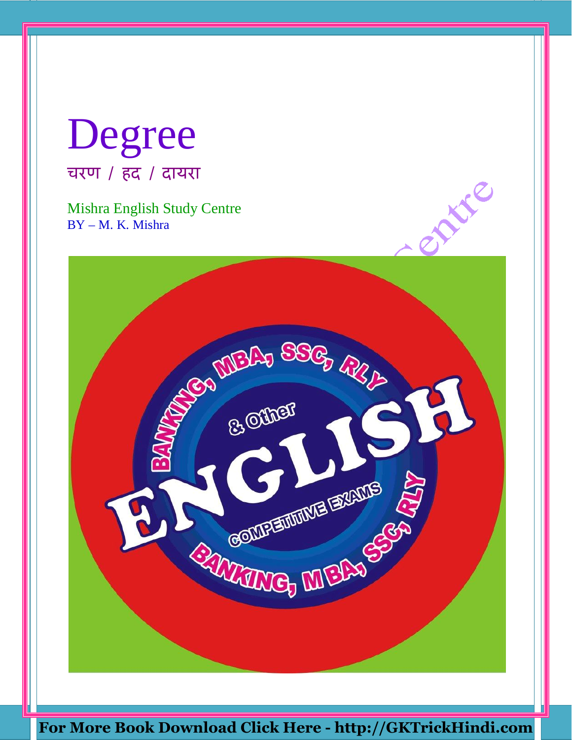# Degree

चरण / हद / दायरा

Mishra English Study Centre
BY – M. K. Mishra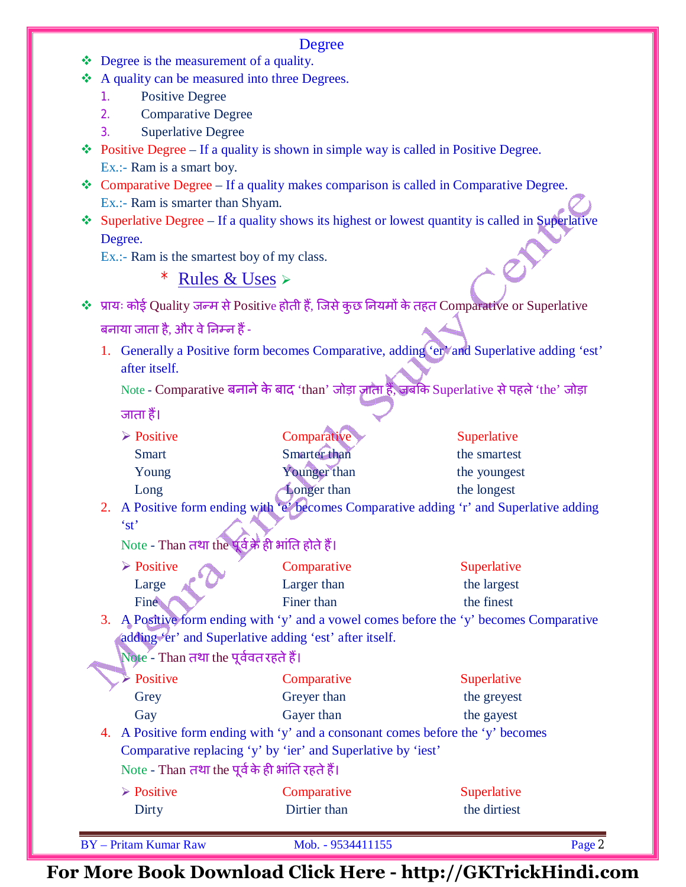## Degree

- Degree is the measurement of a quality.
- A quality can be measured into three Degrees.
  1. Positive Degree
  2. Comparative Degree
  3. Superlative Degree
- Positive Degree – If a quality is shown in simple way is called in Positive Degree.
  Ex.:- Ram is a smart boy.
- Comparative Degree – If a quality makes comparison is called in Comparative Degree.
  Ex.:- Ram is smarter than Shyam.
- Superlative Degree – If a quality shows its highest or lowest quantity is called in Superlative Degree.
  Ex.:- Ram is the smartest boy of my class.

### * Rules & Uses ➢

- प्रायः कोई Quality जन्म से Positive होती हैं, जिसे कुछ नियमों के तहत Comparative or Superlative बनाया जाता है, और वे निम्न हैं -

1. Generally a Positive form becomes Comparative, adding 'er' and Superlative adding 'est' after itself.

   Note - Comparative बनाने के बाद 'than' जोड़ा जाता है, जबकि Superlative से पहले 'the' जोड़ा जाता हैं।

| ➢ Positive | Comparative | Superlative |
|---|---|---|
| Smart | Smarter than | the smartest |
| Young | Younger than | the youngest |
| Long | Longer than | the longest |

2. A Positive form ending with 'e' becomes Comparative adding 'r' and Superlative adding 'st'

   Note - Than तथा the पूर्व के ही भांति होते हैं।

| ➢ Positive | Comparative | Superlative |
|---|---|---|
| Large | Larger than | the largest |
| Fine | Finer than | the finest |

3. A Positive form ending with 'y' and a vowel comes before the 'y' becomes Comparative adding 'er' and Superlative adding 'est' after itself.

   Note - Than तथा the पूर्ववत रहते हैं।

| ➢ Positive | Comparative | Superlative |
|---|---|---|
| Grey | Greyer than | the greyest |
| Gay | Gayer than | the gayest |

4. A Positive form ending with 'y' and a consonant comes before the 'y' becomes Comparative replacing 'y' by 'ier' and Superlative by 'iest'

   Note - Than तथा the पूर्व के ही भांति रहते हैं।

| ➢ Positive | Comparative | Superlative |
|---|---|---|
| Dirty | Dirtier than | the dirtiest |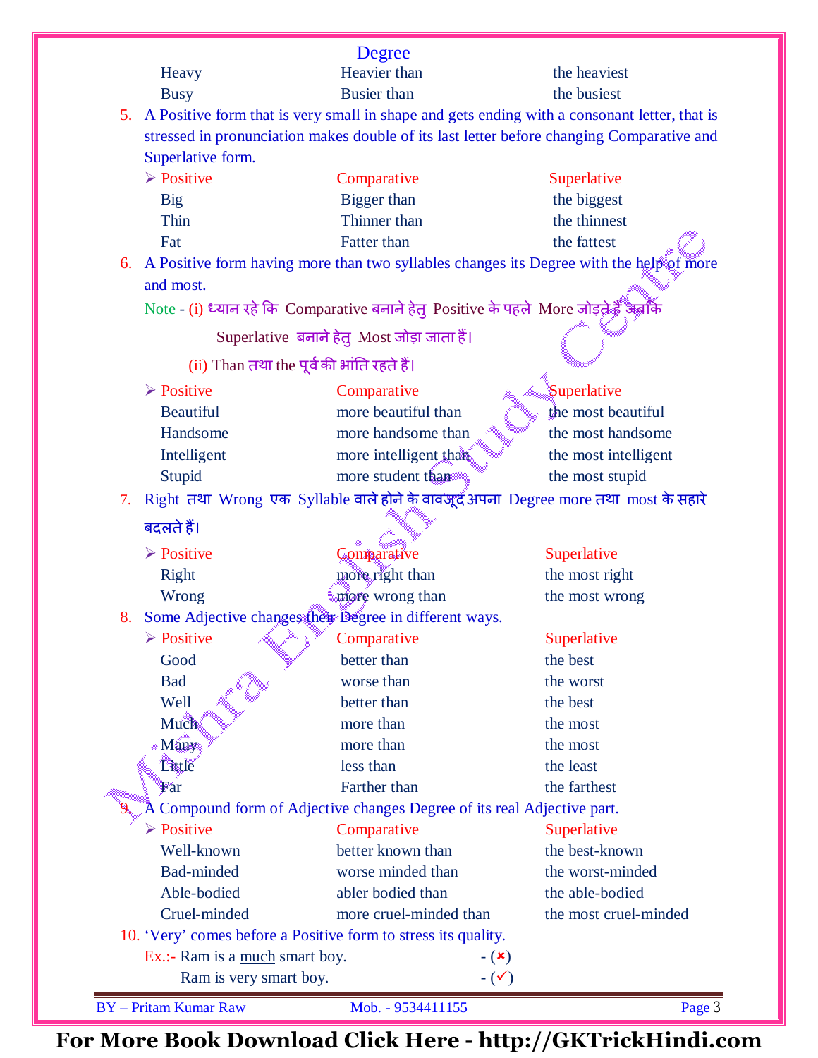Degree

| | | |
|---|---|---|
| Heavy | Heavier than | the heaviest |
| Busy | Busier than | the busiest |

5. A Positive form that is very small in shape and gets ending with a consonant letter, that is stressed in pronunciation makes double of its last letter before changing Comparative and Superlative form.

| Positive | Comparative | Superlative |
|---|---|---|
| Big | Bigger than | the biggest |
| Thin | Thinner than | the thinnest |
| Fat | Fatter than | the fattest |

6. A Positive form having more than two syllables changes its Degree with the help of more and most.

Note - (i) ध्यान रहे कि Comparative बनाने हेतु Positive के पहले More जोड़ते हैं जबकि Superlative बनाने हेतु Most जोड़ा जाता हैं।

(ii) Than तथा the पूर्व की भांति रहते हैं।

| Positive | Comparative | Superlative |
|---|---|---|
| Beautiful | more beautiful than | the most beautiful |
| Handsome | more handsome than | the most handsome |
| Intelligent | more intelligent than | the most intelligent |
| Stupid | more student than | the most stupid |

7. Right तथा Wrong एक Syllable वाले होने के वावजूद अपना Degree more तथा most के सहारे बदलते हैं।

| Positive | Comparative | Superlative |
|---|---|---|
| Right | more right than | the most right |
| Wrong | more wrong than | the most wrong |

8. Some Adjective changes their Degree in different ways.

| Positive | Comparative | Superlative |
|---|---|---|
| Good | better than | the best |
| Bad | worse than | the worst |
| Well | better than | the best |
| Much | more than | the most |
| Many | more than | the most |
| Little | less than | the least |
| Far | Farther than | the farthest |

9. A Compound form of Adjective changes Degree of its real Adjective part.

| Positive | Comparative | Superlative |
|---|---|---|
| Well-known | better known than | the best-known |
| Bad-minded | worse minded than | the worst-minded |
| Able-bodied | abler bodied than | the able-bodied |
| Cruel-minded | more cruel-minded than | the most cruel-minded |

10. 'Very' comes before a Positive form to stress its quality.

Ex.:- Ram is a much smart boy. - (✗)

Ram is very smart boy. - (✓)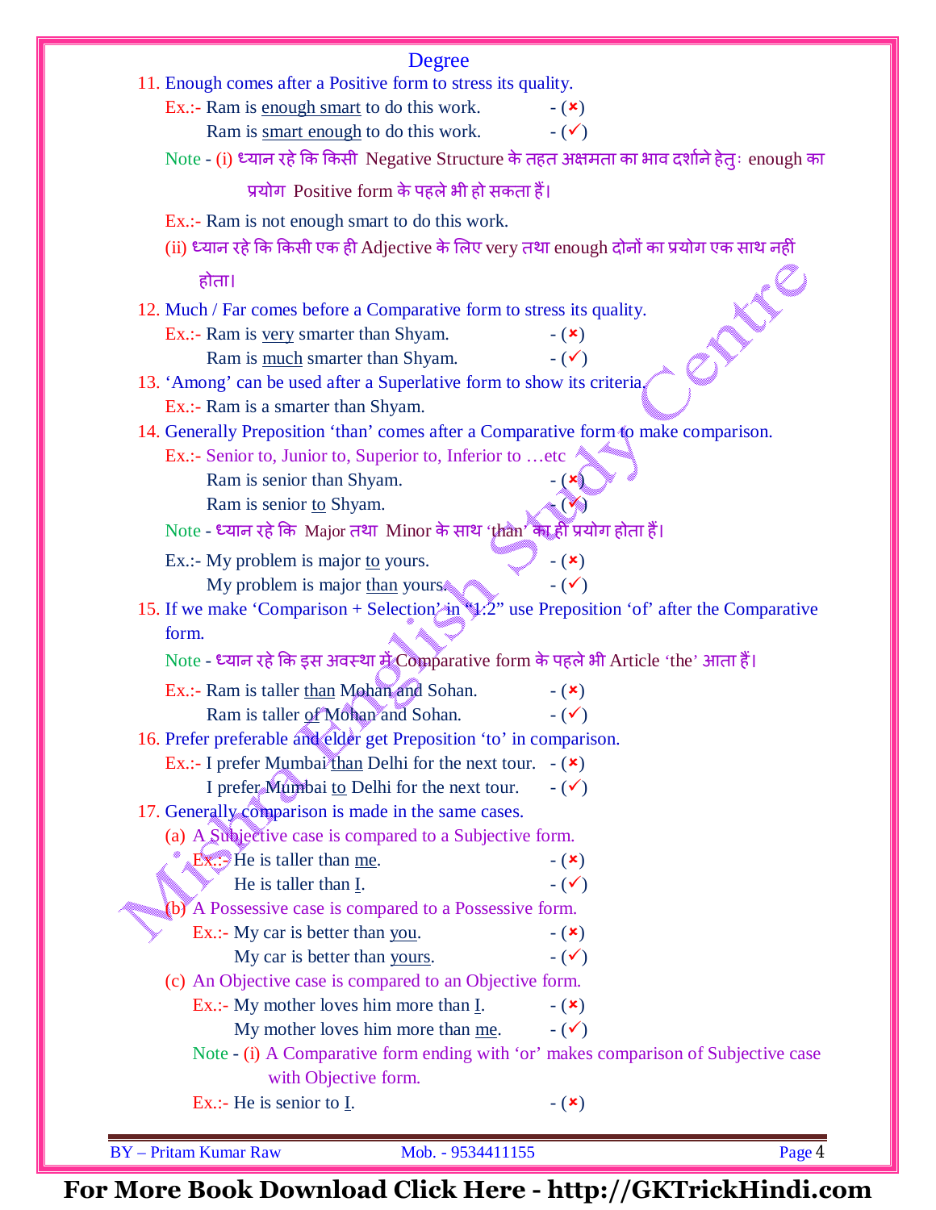## Degree

11. Enough comes after a Positive form to stress its quality.

   Ex.:- Ram is <u>enough smart</u> to do this work. - (✗)
   
   Ram is <u>smart enough</u> to do this work. - (✓)

   Note - (i) ध्यान रहे कि किसी Negative Structure के तहत अक्षमता का भाव दर्शाने हेतुः enough का प्रयोग Positive form के पहले भी हो सकता हैं।

   Ex.:- Ram is not enough smart to do this work.

   (ii) ध्यान रहे कि किसी एक ही Adjective के लिए very तथा enough दोनों का प्रयोग एक साथ नहीं होता।

12. Much / Far comes before a Comparative form to stress its quality.

   Ex.:- Ram is <u>very</u> smarter than Shyam. - (✗)
   
   Ram is <u>much</u> smarter than Shyam. - (✓)

13. 'Among' can be used after a Superlative form to show its criteria.

   Ex.:- Ram is a smarter than Shyam.

14. Generally Preposition 'than' comes after a Comparative form to make comparison.

   Ex.:- Senior to, Junior to, Superior to, Inferior to …etc
   
   Ram is senior than Shyam. - (✗)
   
   Ram is senior <u>to</u> Shyam. - (✓)

   Note - ध्यान रहे कि Major तथा Minor के साथ 'than' का ही प्रयोग होता हैं।

   Ex.:- My problem is major <u>to</u> yours. - (✗)
   
   My problem is major <u>than</u> yours. - (✓)

15. If we make 'Comparison + Selection' in "1:2" use Preposition 'of' after the Comparative form.

   Note - ध्यान रहे कि इस अवस्था में Comparative form के पहले भी Article 'the' आता हैं।

   Ex.:- Ram is taller <u>than</u> Mohan and Sohan. - (✗)
   
   Ram is taller <u>of</u> Mohan and Sohan. - (✓)

16. Prefer preferable and elder get Preposition 'to' in comparison.

   Ex.:- I prefer Mumbai <u>than</u> Delhi for the next tour. - (✗)
   
   I prefer Mumbai <u>to</u> Delhi for the next tour. - (✓)

17. Generally comparison is made in the same cases.

   (a) A Subjective case is compared to a Subjective form.
   
   Ex.:- He is taller than <u>me</u>. - (✗)
   
   He is taller than <u>I</u>. - (✓)

   (b) A Possessive case is compared to a Possessive form.
   
   Ex.:- My car is better than <u>you</u>. - (✗)
   
   My car is better than <u>yours</u>. - (✓)

   (c) An Objective case is compared to an Objective form.
   
   Ex.:- My mother loves him more than <u>I</u>. - (✗)
   
   My mother loves him more than <u>me</u>. - (✓)

   Note - (i) A Comparative form ending with 'or' makes comparison of Subjective case with Objective form.

   Ex.:- He is senior to <u>I</u>. - (✗)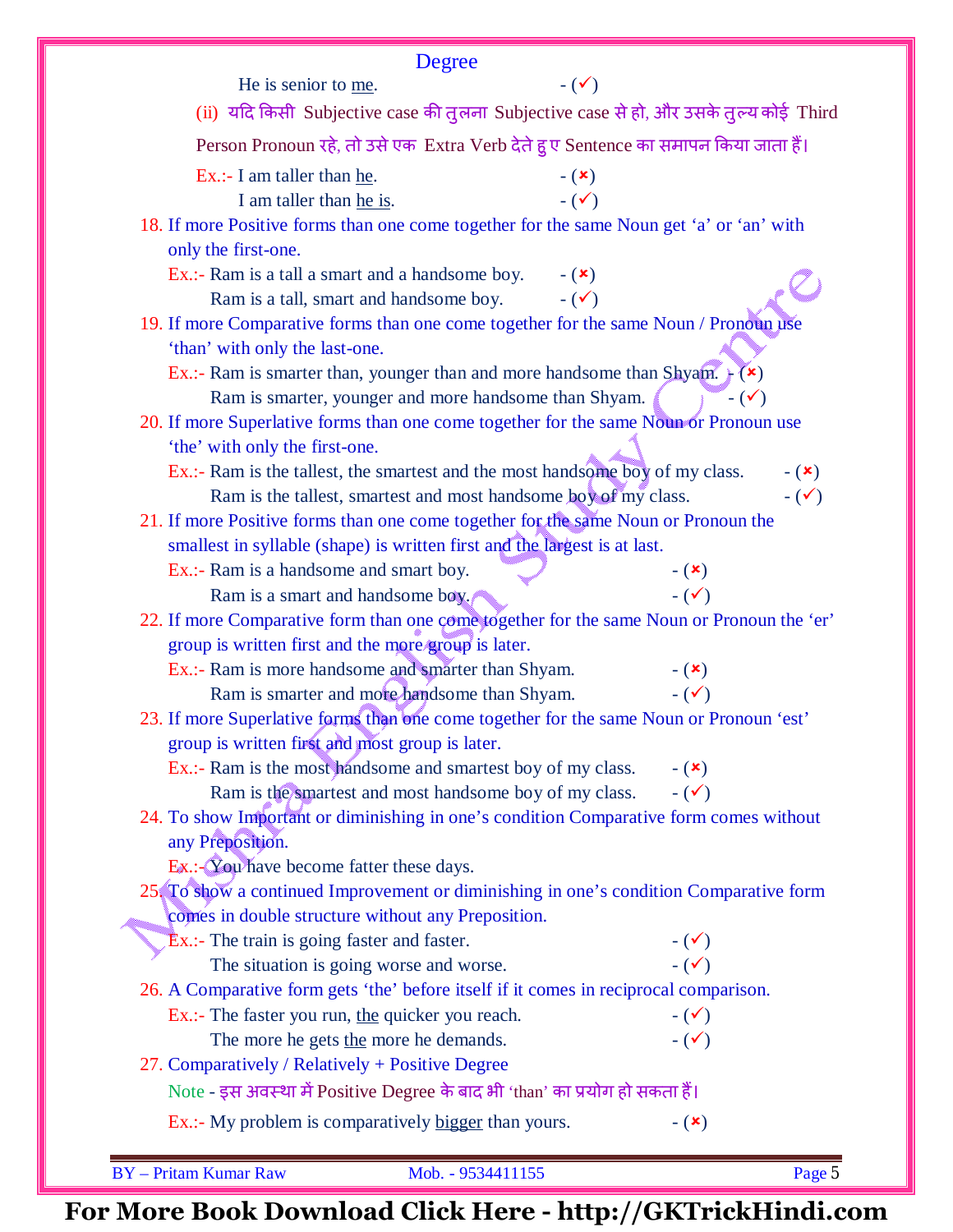## Degree

He is senior to <u>me</u>. - (✓)

(ii) यदि किसी Subjective case की तुलना Subjective case से हो, और उसके तुल्य कोई Third Person Pronoun रहे, तो उसे एक Extra Verb देते हु ए Sentence का समापन किया जाता हैं।

Ex.:- I am taller than <u>he</u>. - (×)
I am taller than <u>he is</u>. - (✓)

18. If more Positive forms than one come together for the same Noun get 'a' or 'an' with only the first-one.
Ex.:- Ram is a tall a smart and a handsome boy. - (×)
Ram is a tall, smart and handsome boy. - (✓)

19. If more Comparative forms than one come together for the same Noun / Pronoun use 'than' with only the last-one.
Ex.:- Ram is smarter than, younger than and more handsome than Shyam. - (×)
Ram is smarter, younger and more handsome than Shyam. - (✓)

20. If more Superlative forms than one come together for the same Noun or Pronoun use 'the' with only the first-one.
Ex.:- Ram is the tallest, the smartest and the most handsome boy of my class. - (×)
Ram is the tallest, smartest and most handsome boy of my class. - (✓)

21. If more Positive forms than one come together for the same Noun or Pronoun the smallest in syllable (shape) is written first and the largest is at last.
Ex.:- Ram is a handsome and smart boy. - (×)
Ram is a smart and handsome boy. - (✓)

22. If more Comparative form than one come together for the same Noun or Pronoun the 'er' group is written first and the more group is later.
Ex.:- Ram is more handsome and smarter than Shyam. - (×)
Ram is smarter and more handsome than Shyam. - (✓)

23. If more Superlative forms than one come together for the same Noun or Pronoun 'est' group is written first and most group is later.
Ex.:- Ram is the most handsome and smartest boy of my class. - (×)
Ram is the smartest and most handsome boy of my class. - (✓)

24. To show Important or diminishing in one's condition Comparative form comes without any Preposition.
Ex.:- You have become fatter these days.

25. To show a continued Improvement or diminishing in one's condition Comparative form comes in double structure without any Preposition.
Ex.:- The train is going faster and faster. - (✓)
The situation is going worse and worse. - (✓)

26. A Comparative form gets 'the' before itself if it comes in reciprocal comparison.
Ex.:- The faster you run, <u>the</u> quicker you reach. - (✓)
The more he gets <u>the</u> more he demands. - (✓)

27. Comparatively / Relatively + Positive Degree
Note - इस अवस्था में Positive Degree के बाद भी 'than' का प्रयोग हो सकता हैं।
Ex.:- My problem is comparatively <u>bigger</u> than yours. - (×)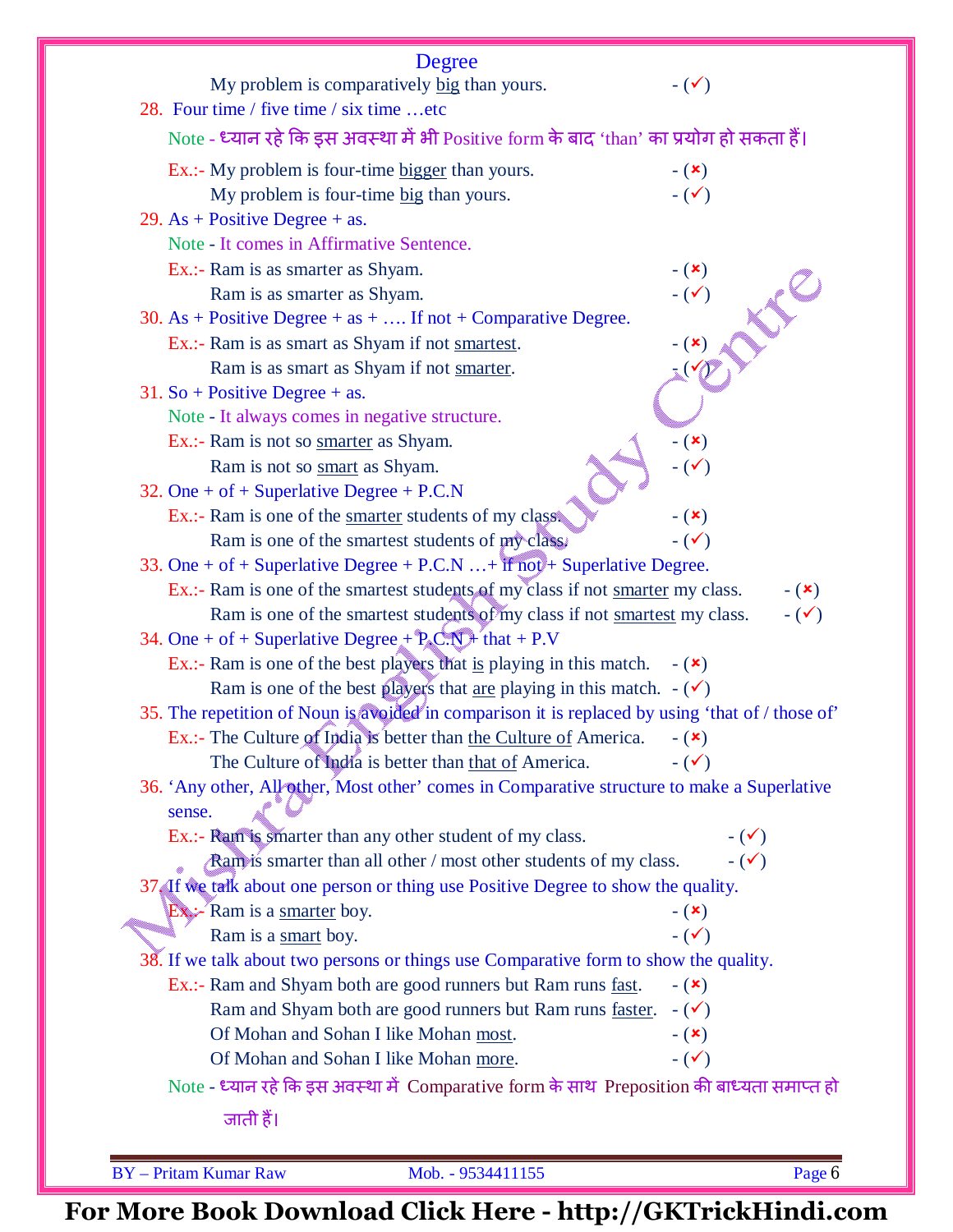Degree

My problem is comparatively big than yours. - (✓)

28. Four time / five time / six time …etc

Note - ध्यान रहे कि इस अवस्था में भी Positive form के बाद 'than' का प्रयोग हो सकता हैं।

Ex.:- My problem is four-time bigger than yours. - (×)

My problem is four-time big than yours. - (✓)

29. As + Positive Degree + as.

Note - It comes in Affirmative Sentence.

Ex.:- Ram is as smarter as Shyam. - (×)

Ram is as smarter as Shyam. - (✓)

30. As + Positive Degree + as + …. If not + Comparative Degree.

Ex.:- Ram is as smart as Shyam if not smartest. - (×)

Ram is as smart as Shyam if not smarter. - (✓)

31. So + Positive Degree + as.

Note - It always comes in negative structure.

Ex.:- Ram is not so smarter as Shyam. - (×)

Ram is not so smart as Shyam. - (✓)

32. One + of + Superlative Degree + P.C.N

Ex.:- Ram is one of the smarter students of my class. - (×)

Ram is one of the smartest students of my class. - (✓)

33. One + of + Superlative Degree + P.C.N …+ if not + Superlative Degree.

Ex.:- Ram is one of the smartest students of my class if not smarter my class. - (×)

Ram is one of the smartest students of my class if not smartest my class. - (✓)

34. One + of + Superlative Degree + P.C.N + that + P.V

Ex.:- Ram is one of the best players that is playing in this match. - (×)

Ram is one of the best players that are playing in this match. - (✓)

35. The repetition of Noun is avoided in comparison it is replaced by using 'that of / those of'

Ex.:- The Culture of India is better than the Culture of America. - (×)

The Culture of India is better than that of America. - (✓)

36. 'Any other, All other, Most other' comes in Comparative structure to make a Superlative sense.

Ex.:- Ram is smarter than any other student of my class. - (✓)

Ram is smarter than all other / most other students of my class. - (✓)

37. If we talk about one person or thing use Positive Degree to show the quality.

Ex.:- Ram is a smarter boy. - (×)

Ram is a smart boy. - (✓)

38. If we talk about two persons or things use Comparative form to show the quality.

Ex.:- Ram and Shyam both are good runners but Ram runs fast. - (×)

Ram and Shyam both are good runners but Ram runs faster. - (✓)

Of Mohan and Sohan I like Mohan most. - (×)

Of Mohan and Sohan I like Mohan more. - (✓)

Note - ध्यान रहे कि इस अवस्था में Comparative form के साथ Preposition की बाध्यता समाप्त हो जाती हैं।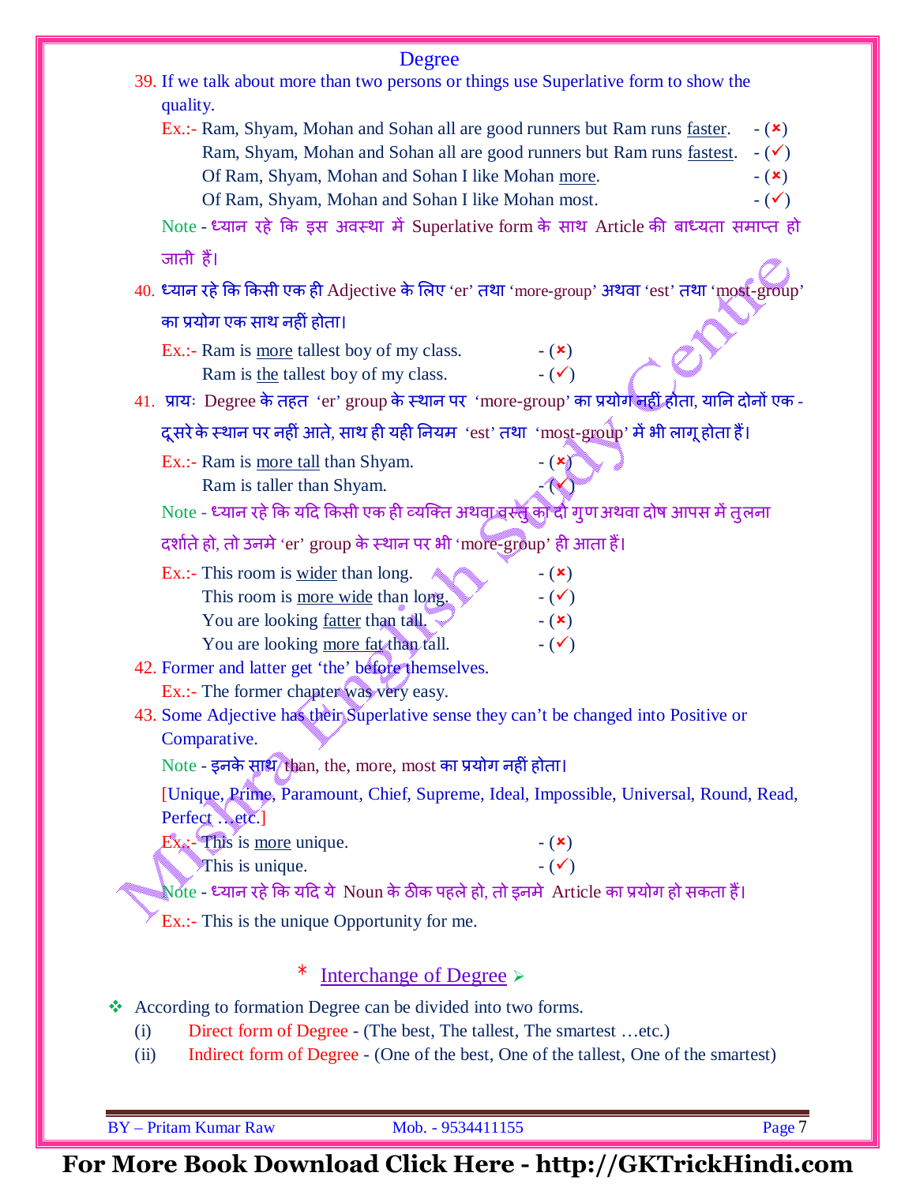## Degree

39. If we talk about more than two persons or things use Superlative form to show the quality.

   Ex.:- Ram, Shyam, Mohan and Sohan all are good runners but Ram runs faster. - (✗)
   Ram, Shyam, Mohan and Sohan all are good runners but Ram runs fastest. - (✓)
   Of Ram, Shyam, Mohan and Sohan I like Mohan more. - (✗)
   Of Ram, Shyam, Mohan and Sohan I like Mohan most. - (✓)

   Note - ध्यान रहे कि इस अवस्था में Superlative form के साथ Article की बाध्यता समाप्त हो जाती हैं।

40. ध्यान रहे कि किसी एक ही Adjective के लिए 'er' तथा 'more-group' अथवा 'est' तथा 'most-group' का प्रयोग एक साथ नहीं होता।

   Ex.:- Ram is more tallest boy of my class. - (✗)
   Ram is the tallest boy of my class. - (✓)

41. प्रायः Degree के तहत 'er' group के स्थान पर 'more-group' का प्रयोग नहीं होता, यानि दोनों एक -दूसरे के स्थान पर नहीं आते, साथ ही यही नियम 'est' तथा 'most-group' में भी लागू होता हैं।

   Ex.:- Ram is more tall than Shyam. - (✗)
   Ram is taller than Shyam. - (✓)

   Note - ध्यान रहे कि यदि किसी एक ही व्यक्ति अथवा वस्तु का दो गुण अथवा दोष आपस में तुलना दर्शाते हो, तो उनमे 'er' group के स्थान पर भी 'more-group' ही आता हैं।

   Ex.:- This room is wider than long. - (✗)
   This room is more wide than long. - (✓)
   You are looking fatter than tall. - (✗)
   You are looking more fat than tall. - (✓)

42. Former and latter get 'the' before themselves.

   Ex.:- The former chapter was very easy.

43. Some Adjective has their Superlative sense they can't be changed into Positive or Comparative.

   Note - इनके साथ than, the, more, most का प्रयोग नहीं होता।

   [Unique, Prime, Paramount, Chief, Supreme, Ideal, Impossible, Universal, Round, Read, Perfect ...etc.]

   Ex.:- This is more unique. - (✗)
   This is unique. - (✓)

   Note - ध्यान रहे कि यदि ये Noun के ठीक पहले हो, तो इनमे Article का प्रयोग हो सकता हैं।

   Ex.:- This is the unique Opportunity for me.

## * Interchange of Degree ➢

❖ According to formation Degree can be divided into two forms.

(i) Direct form of Degree - (The best, The tallest, The smartest ...etc.)
(ii) Indirect form of Degree - (One of the best, One of the tallest, One of the smartest)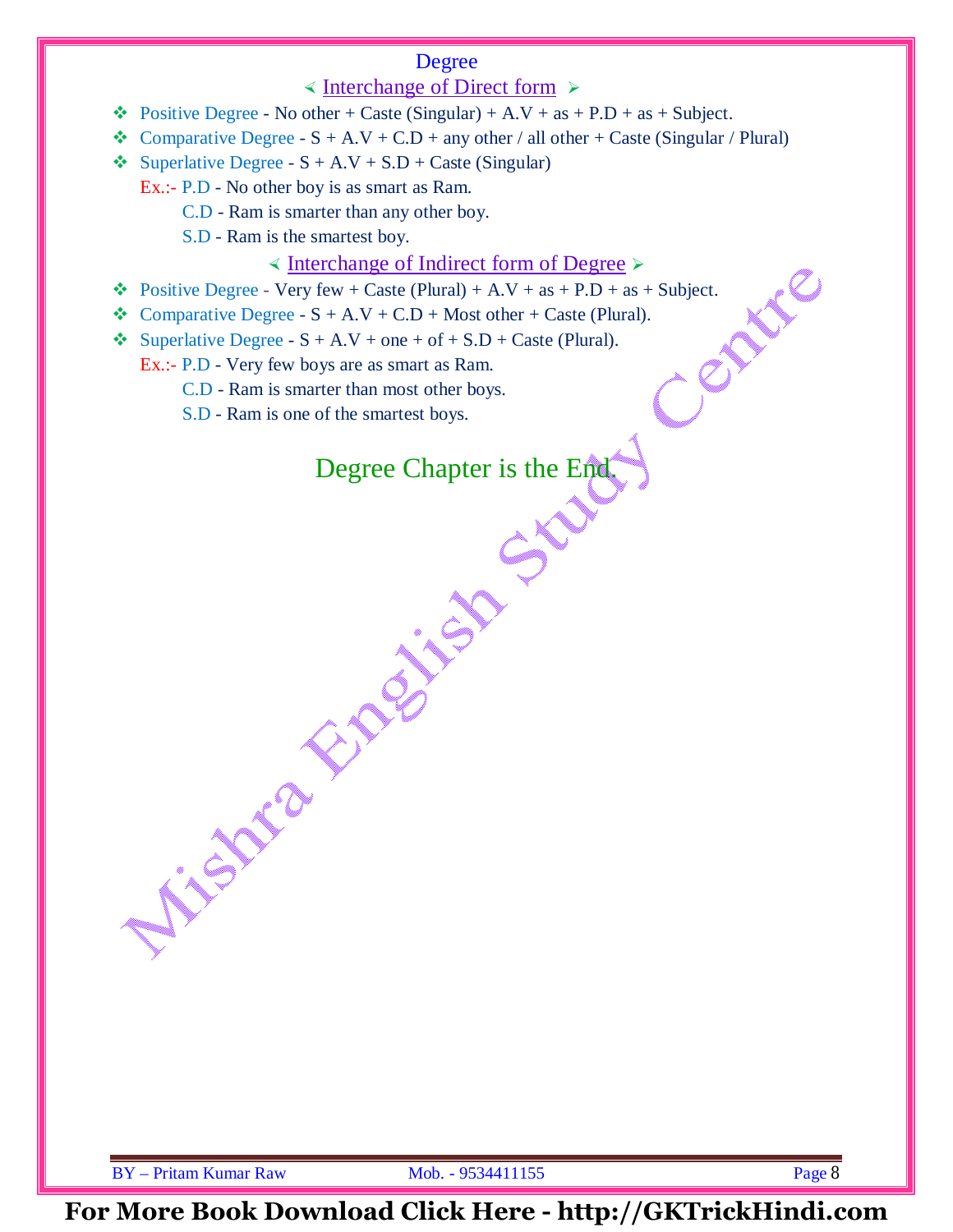# Degree

## Interchange of Direct form

- Positive Degree - No other + Caste (Singular) + A.V + as + P.D + as + Subject.
- Comparative Degree - S + A.V + C.D + any other / all other + Caste (Singular / Plural)
- Superlative Degree - S + A.V + S.D + Caste (Singular)

Ex.:- P.D - No other boy is as smart as Ram.

C.D - Ram is smarter than any other boy.

S.D - Ram is the smartest boy.

## Interchange of Indirect form of Degree

- Positive Degree - Very few + Caste (Plural) + A.V + as + P.D + as + Subject.
- Comparative Degree - S + A.V + C.D + Most other + Caste (Plural).
- Superlative Degree - S + A.V + one + of + S.D + Caste (Plural).

Ex.:- P.D - Very few boys are as smart as Ram.

C.D - Ram is smarter than most other boys.

S.D - Ram is one of the smartest boys.

Degree Chapter is the End.